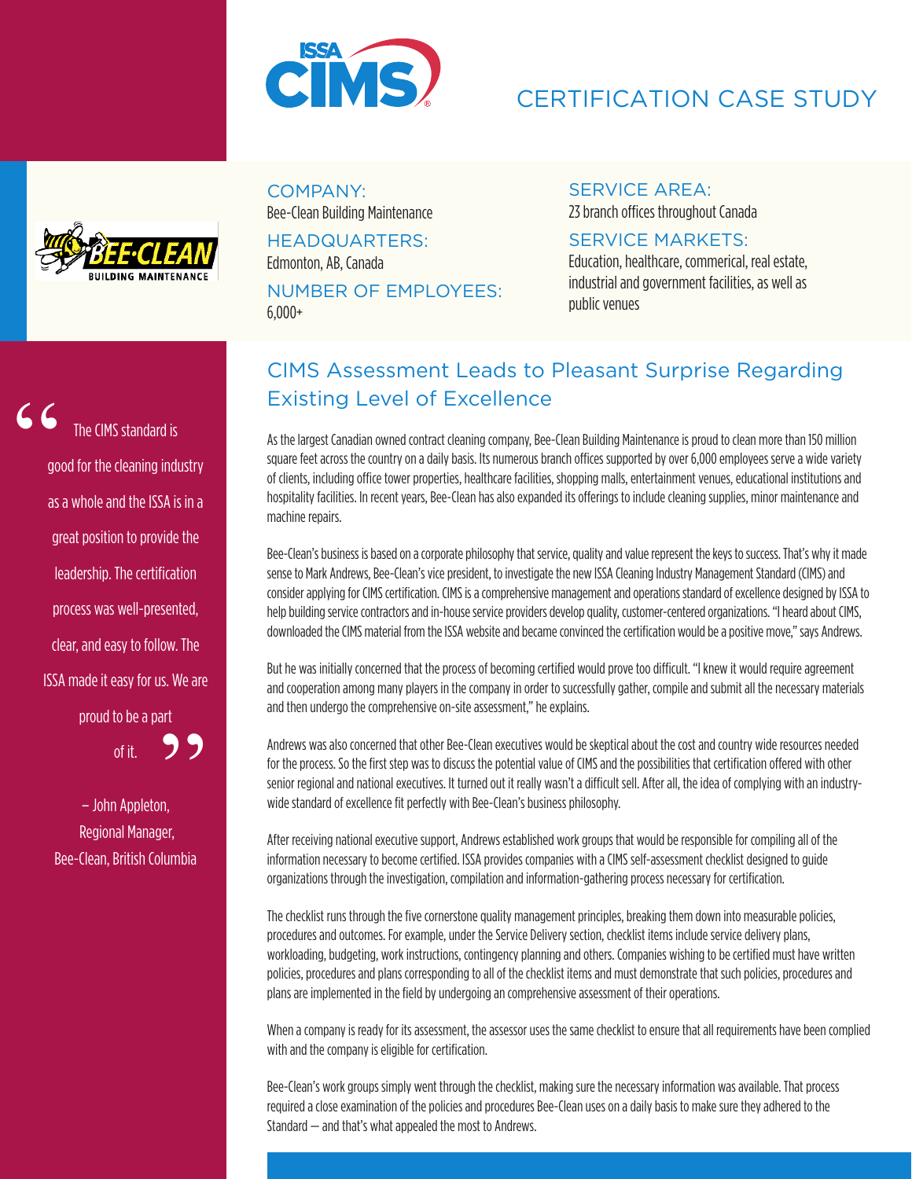# CERTIFICATION CASE STUDY

**COMPANY:**
Bee-Clean Building Maintenance

**HEADQUARTERS:**
Edmonton, AB, Canada

**NUMBER OF EMPLOYEES:**
6,000+

**SERVICE AREA:**
23 branch offices throughout Canada

**SERVICE MARKETS:**
Education, healthcare, commerical, real estate, industrial and government facilities, as well as public venues

> "The CIMS standard is good for the cleaning industry as a whole and the ISSA is in a great position to provide the leadership. The certification process was well-presented, clear, and easy to follow. The ISSA made it easy for us. We are proud to be a part of it."
>
> – John Appleton, Regional Manager, Bee-Clean, British Columbia

## CIMS Assessment Leads to Pleasant Surprise Regarding Existing Level of Excellence

As the largest Canadian owned contract cleaning company, Bee-Clean Building Maintenance is proud to clean more than 150 million square feet across the country on a daily basis. Its numerous branch offices supported by over 6,000 employees serve a wide variety of clients, including office tower properties, healthcare facilities, shopping malls, entertainment venues, educational institutions and hospitality facilities. In recent years, Bee-Clean has also expanded its offerings to include cleaning supplies, minor maintenance and machine repairs.

Bee-Clean's business is based on a corporate philosophy that service, quality and value represent the keys to success. That's why it made sense to Mark Andrews, Bee-Clean's vice president, to investigate the new ISSA Cleaning Industry Management Standard (CIMS) and consider applying for CIMS certification. CIMS is a comprehensive management and operations standard of excellence designed by ISSA to help building service contractors and in-house service providers develop quality, customer-centered organizations. "I heard about CIMS, downloaded the CIMS material from the ISSA website and became convinced the certification would be a positive move," says Andrews.

But he was initially concerned that the process of becoming certified would prove too difficult. "I knew it would require agreement and cooperation among many players in the company in order to successfully gather, compile and submit all the necessary materials and then undergo the comprehensive on-site assessment," he explains.

Andrews was also concerned that other Bee-Clean executives would be skeptical about the cost and country wide resources needed for the process. So the first step was to discuss the potential value of CIMS and the possibilities that certification offered with other senior regional and national executives. It turned out it really wasn't a difficult sell. After all, the idea of complying with an industry-wide standard of excellence fit perfectly with Bee-Clean's business philosophy.

After receiving national executive support, Andrews established work groups that would be responsible for compiling all of the information necessary to become certified. ISSA provides companies with a CIMS self-assessment checklist designed to guide organizations through the investigation, compilation and information-gathering process necessary for certification.

The checklist runs through the five cornerstone quality management principles, breaking them down into measurable policies, procedures and outcomes. For example, under the Service Delivery section, checklist items include service delivery plans, workloading, budgeting, work instructions, contingency planning and others. Companies wishing to be certified must have written policies, procedures and plans corresponding to all of the checklist items and must demonstrate that such policies, procedures and plans are implemented in the field by undergoing an comprehensive assessment of their operations.

When a company is ready for its assessment, the assessor uses the same checklist to ensure that all requirements have been complied with and the company is eligible for certification.

Bee-Clean's work groups simply went through the checklist, making sure the necessary information was available. That process required a close examination of the policies and procedures Bee-Clean uses on a daily basis to make sure they adhered to the Standard – and that's what appealed the most to Andrews.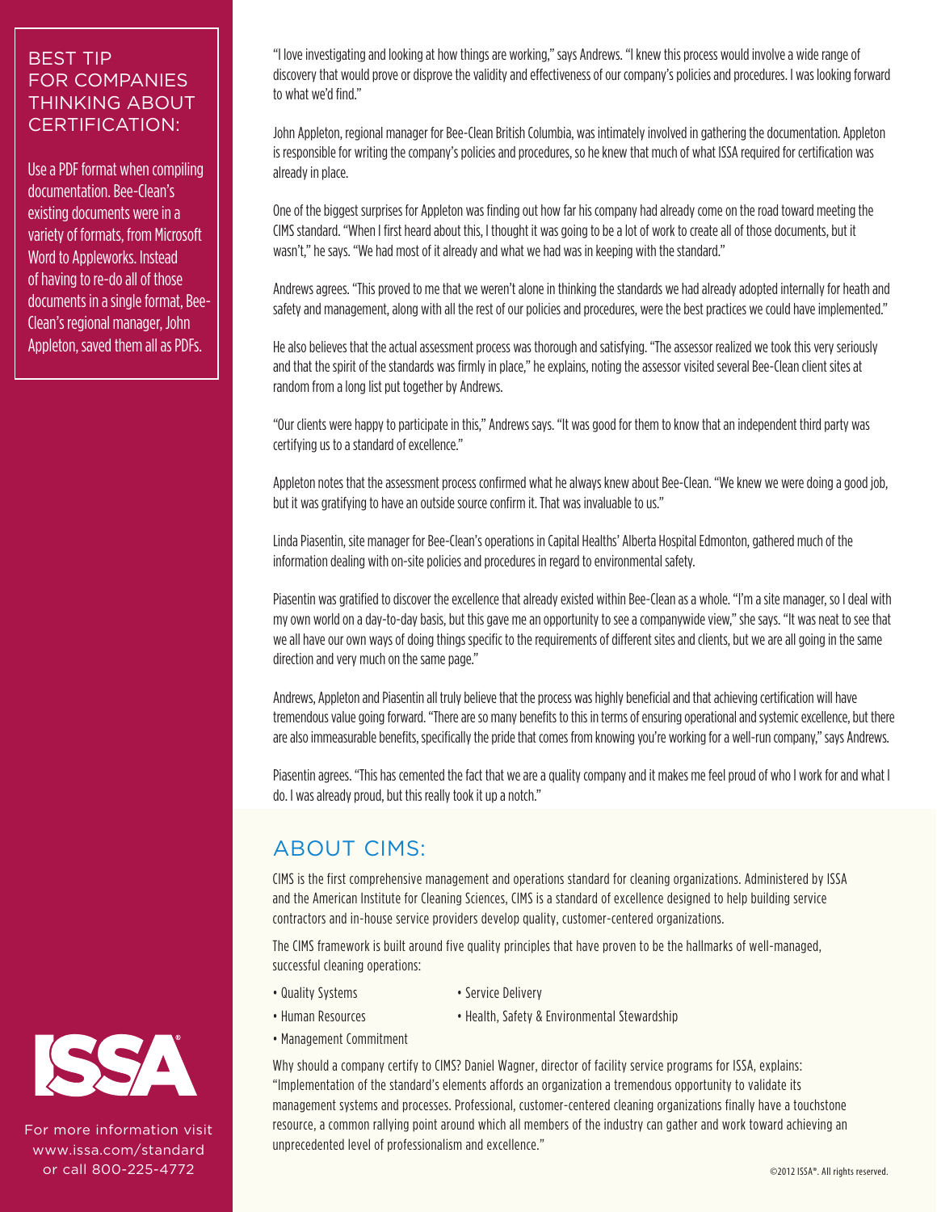## BEST TIP FOR COMPANIES THINKING ABOUT CERTIFICATION:

Use a PDF format when compiling documentation. Bee-Clean's existing documents were in a variety of formats, from Microsoft Word to Appleworks. Instead of having to re-do all of those documents in a single format, Bee-Clean's regional manager, John Appleton, saved them all as PDFs.

"I love investigating and looking at how things are working," says Andrews. "I knew this process would involve a wide range of discovery that would prove or disprove the validity and effectiveness of our company's policies and procedures. I was looking forward to what we'd find."

John Appleton, regional manager for Bee-Clean British Columbia, was intimately involved in gathering the documentation. Appleton is responsible for writing the company's policies and procedures, so he knew that much of what ISSA required for certification was already in place.

One of the biggest surprises for Appleton was finding out how far his company had already come on the road toward meeting the CIMS standard. "When I first heard about this, I thought it was going to be a lot of work to create all of those documents, but it wasn't," he says. "We had most of it already and what we had was in keeping with the standard."

Andrews agrees. "This proved to me that we weren't alone in thinking the standards we had already adopted internally for heath and safety and management, along with all the rest of our policies and procedures, were the best practices we could have implemented."

He also believes that the actual assessment process was thorough and satisfying. "The assessor realized we took this very seriously and that the spirit of the standards was firmly in place," he explains, noting the assessor visited several Bee-Clean client sites at random from a long list put together by Andrews.

"Our clients were happy to participate in this," Andrews says. "It was good for them to know that an independent third party was certifying us to a standard of excellence."

Appleton notes that the assessment process confirmed what he always knew about Bee-Clean. "We knew we were doing a good job, but it was gratifying to have an outside source confirm it. That was invaluable to us."

Linda Piasentin, site manager for Bee-Clean's operations in Capital Healths' Alberta Hospital Edmonton, gathered much of the information dealing with on-site policies and procedures in regard to environmental safety.

Piasentin was gratified to discover the excellence that already existed within Bee-Clean as a whole. "I'm a site manager, so I deal with my own world on a day-to-day basis, but this gave me an opportunity to see a companywide view," she says. "It was neat to see that we all have our own ways of doing things specific to the requirements of different sites and clients, but we are all going in the same direction and very much on the same page."

Andrews, Appleton and Piasentin all truly believe that the process was highly beneficial and that achieving certification will have tremendous value going forward. "There are so many benefits to this in terms of ensuring operational and systemic excellence, but there are also immeasurable benefits, specifically the pride that comes from knowing you're working for a well-run company," says Andrews.

Piasentin agrees. "This has cemented the fact that we are a quality company and it makes me feel proud of who I work for and what I do. I was already proud, but this really took it up a notch."

## ABOUT CIMS:

CIMS is the first comprehensive management and operations standard for cleaning organizations. Administered by ISSA and the American Institute for Cleaning Sciences, CIMS is a standard of excellence designed to help building service contractors and in-house service providers develop quality, customer-centered organizations.

The CIMS framework is built around five quality principles that have proven to be the hallmarks of well-managed, successful cleaning operations:

- Quality Systems
- Service Delivery
- Human Resources
- Health, Safety & Environmental Stewardship
- Management Commitment

Why should a company certify to CIMS? Daniel Wagner, director of facility service programs for ISSA, explains: "Implementation of the standard's elements affords an organization a tremendous opportunity to validate its management systems and processes. Professional, customer-centered cleaning organizations finally have a touchstone resource, a common rallying point around which all members of the industry can gather and work toward achieving an unprecedented level of professionalism and excellence."

ISSA®

For more information visit www.issa.com/standard or call 800-225-4772

©2012 ISSA®. All rights reserved.